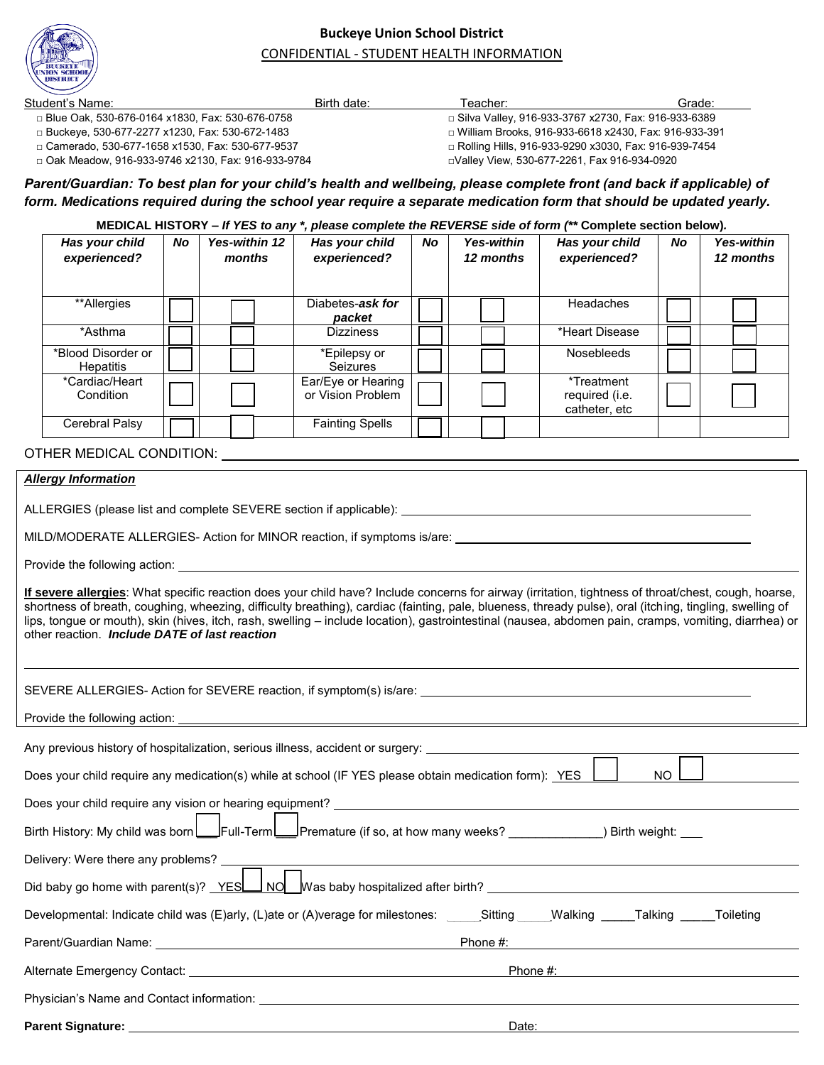# Buckeye Union School District

CONFIDENTIAL - STUDENT HEALTH INFORMATION

Student's Name: Birth date: Teacher: Grade:

- □ Blue Oak, 530-676-0164 x1830, Fax: 530-676-0758
- □ Buckeye, 530-677-2277 x1230, Fax: 530-672-1483
- □ Camerado, 530-677-1658 x1530, Fax: 530-677-9537
- □ Oak Meadow, 916-933-9746 x2130, Fax: 916-933-9784
- □ Silva Valley, 916-933-3767 x2730, Fax: 916-933-6389
- □ William Brooks, 916-933-6618 x2430, Fax: 916-933-391
- □ Rolling Hills, 916-933-9290 x3030, Fax: 916-939-7454
- □ Valley View, 530-677-2261, Fax 916-934-0920

***Parent/Guardian: To best plan for your child's health and wellbeing, please complete front (and back if applicable) of form. Medications required during the school year require a separate medication form that should be updated yearly.***

**MEDICAL HISTORY –** ***If YES to any \*, please complete the REVERSE side of form*** **(\*\* Complete section below).**

| *Has your child experienced?* | *No* | *Yes-within 12 months* | *Has your child experienced?* | *No* | *Yes-within 12 months* | *Has your child experienced?* | *No* | *Yes-within 12 months* |
|---|---|---|---|---|---|---|---|---|
| **Allergies | ☐ | ☐ | Diabetes-***ask for packet*** | ☐ | ☐ | Headaches | ☐ | ☐ |
| *Asthma | ☐ | ☐ | Dizziness | ☐ | ☐ | *Heart Disease | ☐ | ☐ |
| *Blood Disorder or Hepatitis | ☐ | ☐ | *Epilepsy or Seizures | ☐ | ☐ | Nosebleeds | ☐ | ☐ |
| *Cardiac/Heart Condition | ☐ | ☐ | Ear/Eye or Hearing or Vision Problem | ☐ | ☐ | *Treatment required (i.e. catheter, etc | ☐ | ☐ |
| Cerebral Palsy | ☐ | ☐ | Fainting Spells | ☐ | ☐ | | | |

OTHER MEDICAL CONDITION: ______________________________

***Allergy Information***

ALLERGIES (please list and complete SEVERE section if applicable): ______________________________

MILD/MODERATE ALLERGIES- Action for MINOR reaction, if symptoms is/are: ______________________________

Provide the following action: ______________________________

**If severe allergies**: What specific reaction does your child have? Include concerns for airway (irritation, tightness of throat/chest, cough, hoarse, shortness of breath, coughing, wheezing, difficulty breathing), cardiac (fainting, pale, blueness, thready pulse), oral (itching, tingling, swelling of lips, tongue or mouth), skin (hives, itch, rash, swelling – include location), gastrointestinal (nausea, abdomen pain, cramps, vomiting, diarrhea) or other reaction. ***Include DATE of last reaction***

______________________________

SEVERE ALLERGIES- Action for SEVERE reaction, if symptom(s) is/are: ______________________________

Provide the following action: ______________________________

Any previous history of hospitalization, serious illness, accident or surgery: ______________________________

Does your child require any medication(s) while at school (IF YES please obtain medication form): YES ☐ NO ☐

Does your child require any vision or hearing equipment? ______________________________

Birth History: My child was born ___Full-Term ___Premature (if so, at how many weeks? ______________) Birth weight: ___

Delivery: Were there any problems? ______________________________

Did baby go home with parent(s)? YES ☐ NO ☐ Was baby hospitalized after birth? ______________________________

Developmental: Indicate child was (E)arly, (L)ate or (A)verage for milestones: _____Sitting _____Walking _____Talking _____Toileting

Parent/Guardian Name: ______________________________ Phone #: ______________________________

Alternate Emergency Contact: ______________________________ Phone #: ______________________________

Physician's Name and Contact information: ______________________________

**Parent Signature:** ______________________________ Date: ______________________________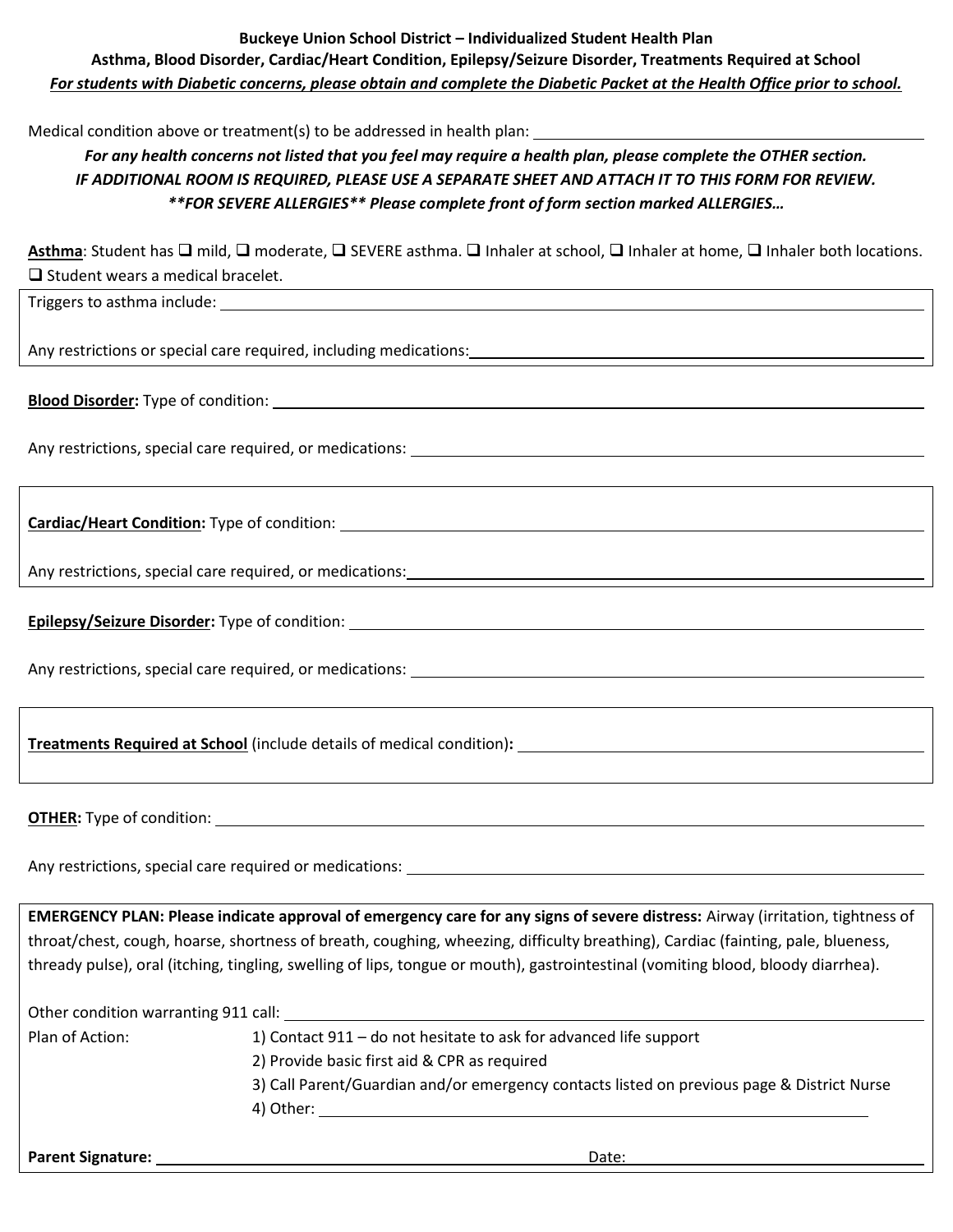**Buckeye Union School District – Individualized Student Health Plan**

**Asthma, Blood Disorder, Cardiac/Heart Condition, Epilepsy/Seizure Disorder, Treatments Required at School**

***For students with Diabetic concerns, please obtain and complete the Diabetic Packet at the Health Office prior to school.***

Medical condition above or treatment(s) to be addressed in health plan: ______________________________

***For any health concerns not listed that you feel may require a health plan, please complete the OTHER section.***

***IF ADDITIONAL ROOM IS REQUIRED, PLEASE USE A SEPARATE SHEET AND ATTACH IT TO THIS FORM FOR REVIEW.***

***\*\*FOR SEVERE ALLERGIES\*\* Please complete front of form section marked ALLERGIES…***

**Asthma**: Student has ☐ mild, ☐ moderate, ☐ SEVERE asthma. ☐ Inhaler at school, ☐ Inhaler at home, ☐ Inhaler both locations. ☐ Student wears a medical bracelet.

Triggers to asthma include: ______________________________

Any restrictions or special care required, including medications: ______________________________

**Blood Disorder:** Type of condition: ______________________________

Any restrictions, special care required, or medications: ______________________________

**Cardiac/Heart Condition:** Type of condition: ______________________________

Any restrictions, special care required, or medications: ______________________________

**Epilepsy/Seizure Disorder:** Type of condition: ______________________________

Any restrictions, special care required, or medications: ______________________________

**Treatments Required at School** (include details of medical condition)**:** ______________________________

**OTHER:** Type of condition: ______________________________

Any restrictions, special care required or medications: ______________________________

**EMERGENCY PLAN: Please indicate approval of emergency care for any signs of severe distress:** Airway (irritation, tightness of throat/chest, cough, hoarse, shortness of breath, coughing, wheezing, difficulty breathing), Cardiac (fainting, pale, blueness, thready pulse), oral (itching, tingling, swelling of lips, tongue or mouth), gastrointestinal (vomiting blood, bloody diarrhea).

Other condition warranting 911 call: ______________________________

Plan of Action:

1) Contact 911 – do not hesitate to ask for advanced life support
2) Provide basic first aid & CPR as required
3) Call Parent/Guardian and/or emergency contacts listed on previous page & District Nurse
4) Other: ______________________________

**Parent Signature:** ______________________________ Date: ______________